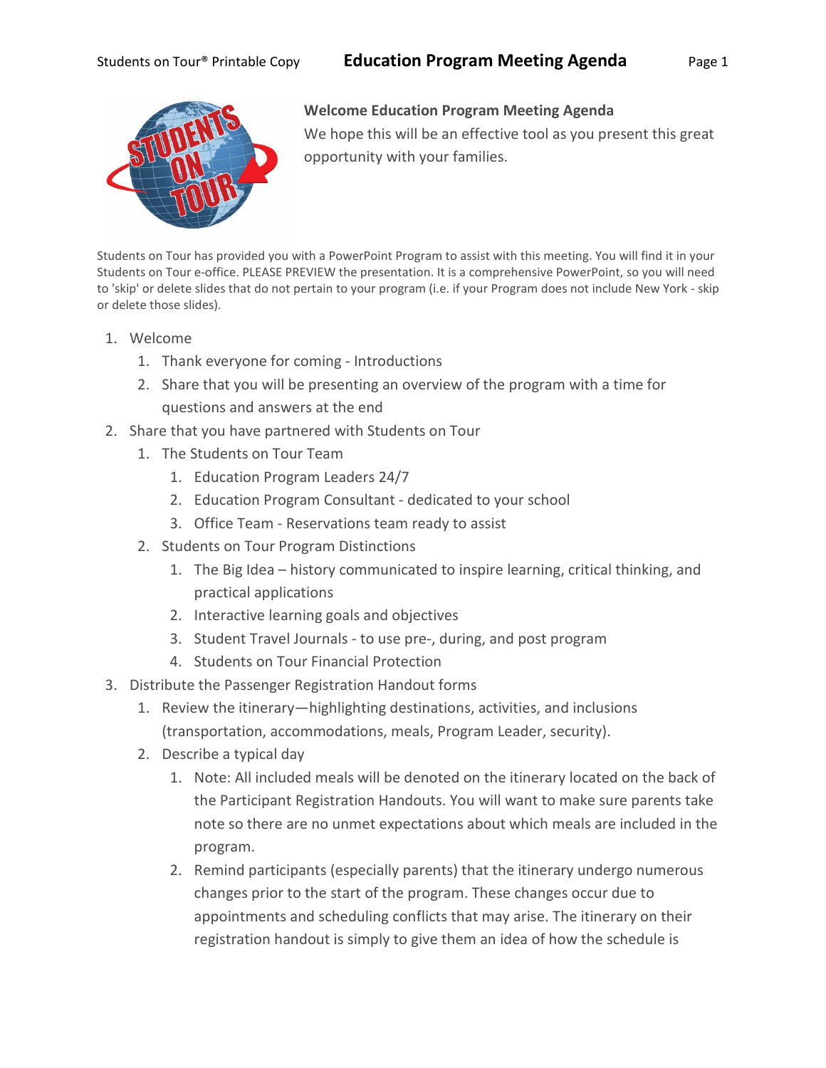# Education Program Meeting Agenda

**Welcome Education Program Meeting Agenda**

We hope this will be an effective tool as you present this great opportunity with your families.

Students on Tour has provided you with a PowerPoint Program to assist with this meeting. You will find it in your Students on Tour e-office. PLEASE PREVIEW the presentation. It is a comprehensive PowerPoint, so you will need to 'skip' or delete slides that do not pertain to your program (i.e. if your Program does not include New York - skip or delete those slides).

1. Welcome
    1. Thank everyone for coming - Introductions
    2. Share that you will be presenting an overview of the program with a time for questions and answers at the end
2. Share that you have partnered with Students on Tour
    1. The Students on Tour Team
        1. Education Program Leaders 24/7
        2. Education Program Consultant - dedicated to your school
        3. Office Team - Reservations team ready to assist
    2. Students on Tour Program Distinctions
        1. The Big Idea – history communicated to inspire learning, critical thinking, and practical applications
        2. Interactive learning goals and objectives
        3. Student Travel Journals - to use pre-, during, and post program
        4. Students on Tour Financial Protection
3. Distribute the Passenger Registration Handout forms
    1. Review the itinerary—highlighting destinations, activities, and inclusions (transportation, accommodations, meals, Program Leader, security).
    2. Describe a typical day
        1. Note: All included meals will be denoted on the itinerary located on the back of the Participant Registration Handouts. You will want to make sure parents take note so there are no unmet expectations about which meals are included in the program.
        2. Remind participants (especially parents) that the itinerary undergo numerous changes prior to the start of the program. These changes occur due to appointments and scheduling conflicts that may arise. The itinerary on their registration handout is simply to give them an idea of how the schedule is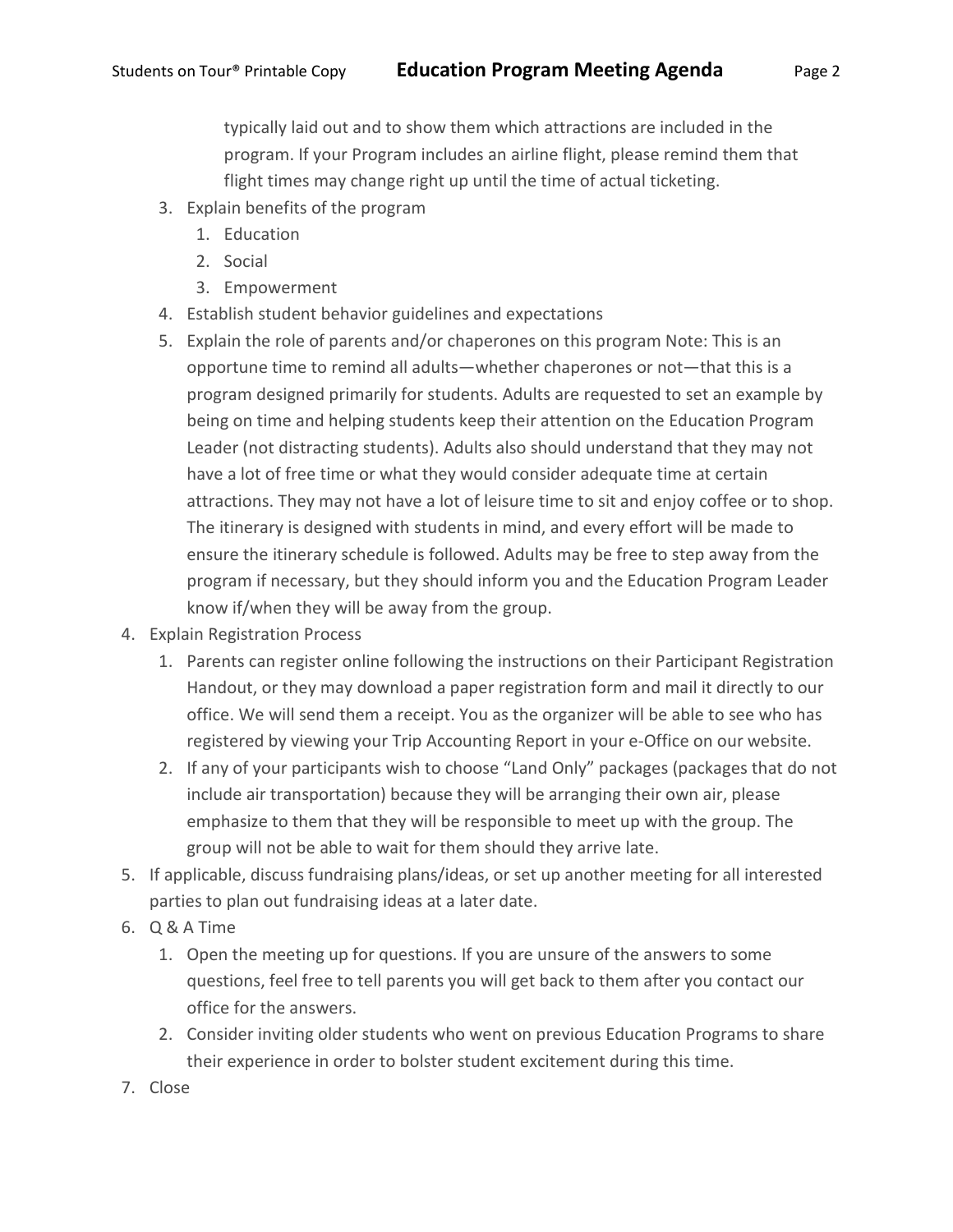typically laid out and to show them which attractions are included in the program. If your Program includes an airline flight, please remind them that flight times may change right up until the time of actual ticketing.

   3. Explain benefits of the program
      1. Education
      2. Social
      3. Empowerment
   4. Establish student behavior guidelines and expectations
   5. Explain the role of parents and/or chaperones on this program Note: This is an opportune time to remind all adults—whether chaperones or not—that this is a program designed primarily for students. Adults are requested to set an example by being on time and helping students keep their attention on the Education Program Leader (not distracting students). Adults also should understand that they may not have a lot of free time or what they would consider adequate time at certain attractions. They may not have a lot of leisure time to sit and enjoy coffee or to shop. The itinerary is designed with students in mind, and every effort will be made to ensure the itinerary schedule is followed. Adults may be free to step away from the program if necessary, but they should inform you and the Education Program Leader know if/when they will be away from the group.

4. Explain Registration Process
   1. Parents can register online following the instructions on their Participant Registration Handout, or they may download a paper registration form and mail it directly to our office. We will send them a receipt. You as the organizer will be able to see who has registered by viewing your Trip Accounting Report in your e-Office on our website.
   2. If any of your participants wish to choose "Land Only" packages (packages that do not include air transportation) because they will be arranging their own air, please emphasize to them that they will be responsible to meet up with the group. The group will not be able to wait for them should they arrive late.
5. If applicable, discuss fundraising plans/ideas, or set up another meeting for all interested parties to plan out fundraising ideas at a later date.
6. Q & A Time
   1. Open the meeting up for questions. If you are unsure of the answers to some questions, feel free to tell parents you will get back to them after you contact our office for the answers.
   2. Consider inviting older students who went on previous Education Programs to share their experience in order to bolster student excitement during this time.
7. Close